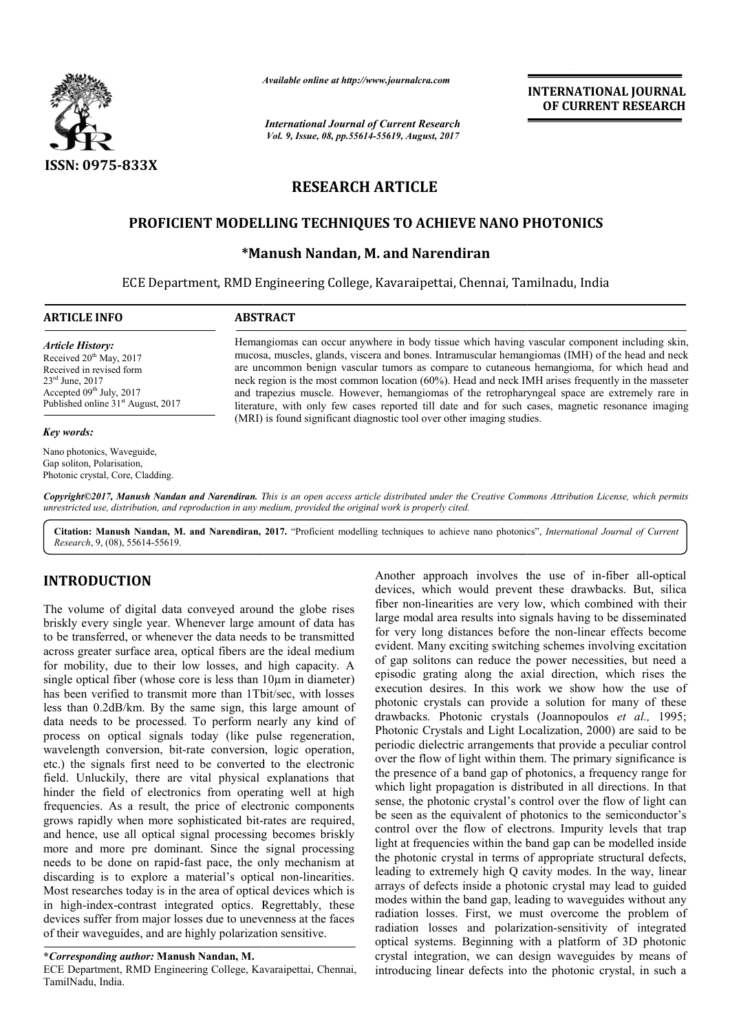*Available online at http://www.journalcra.com*

*International Journal of Current Research*
*Vol. 9, Issue, 08, pp.55614-55619, August, 2017*

**INTERNATIONAL JOURNAL OF CURRENT RESEARCH**

ISSN: 0975-833X

# RESEARCH ARTICLE

## PROFICIENT MODELLING TECHNIQUES TO ACHIEVE NANO PHOTONICS

### *Manush Nandan, M. and Narendiran

ECE Department, RMD Engineering College, Kavaraipettai, Chennai, Tamilnadu, India

**ARTICLE INFO**

*Article History:*
Received 20th May, 2017
Received in revised form
23rd June, 2017
Accepted 09th July, 2017
Published online 31st August, 2017

*Key words:*

Nano photonics, Waveguide, Gap soliton, Polarisation, Photonic crystal, Core, Cladding.

**ABSTRACT**

Hemangiomas can occur anywhere in body tissue which having vascular component including skin, mucosa, muscles, glands, viscera and bones. Intramuscular hemangiomas (IMH) of the head and neck are uncommon benign vascular tumors as compare to cutaneous hemangioma, for which head and neck region is the most common location (60%). Head and neck IMH arises frequently in the masseter and trapezius muscle. However, hemangiomas of the retropharyngeal space are extremely rare in literature, with only few cases reported till date and for such cases, magnetic resonance imaging (MRI) is found significant diagnostic tool over other imaging studies.

***Copyright©2017, Manush Nandan and Narendiran.*** *This is an open access article distributed under the Creative Commons Attribution License, which permits unrestricted use, distribution, and reproduction in any medium, provided the original work is properly cited.*

**Citation: Manush Nandan, M. and Narendiran, 2017.** "Proficient modelling techniques to achieve nano photonics", *International Journal of Current Research*, 9, (08), 55614-55619.

# INTRODUCTION

The volume of digital data conveyed around the globe rises briskly every single year. Whenever large amount of data has to be transferred, or whenever the data needs to be transmitted across greater surface area, optical fibers are the ideal medium for mobility, due to their low losses, and high capacity. A single optical fiber (whose core is less than 10μm in diameter) has been verified to transmit more than 1Tbit/sec, with losses less than 0.2dB/km. By the same sign, this large amount of data needs to be processed. To perform nearly any kind of process on optical signals today (like pulse regeneration, wavelength conversion, bit-rate conversion, logic operation, etc.) the signals first need to be converted to the electronic field. Unluckily, there are vital physical explanations that hinder the field of electronics from operating well at high frequencies. As a result, the price of electronic components grows rapidly when more sophisticated bit-rates are required, and hence, use all optical signal processing becomes briskly more and more pre dominant. Since the signal processing needs to be done on rapid-fast pace, the only mechanism at discarding is to explore a material's optical non-linearities. Most researches today is in the area of optical devices which is in high-index-contrast integrated optics. Regrettably, these devices suffer from major losses due to unevenness at the faces of their waveguides, and are highly polarization sensitive.

Another approach involves the use of in-fiber all-optical devices, which would prevent these drawbacks. But, silica fiber non-linearities are very low, which combined with their large modal area results into signals having to be disseminated for very long distances before the non-linear effects become evident. Many exciting switching schemes involving excitation of gap solitons can reduce the power necessities, but need a episodic grating along the axial direction, which rises the execution desires. In this work we show how the use of photonic crystals can provide a solution for many of these drawbacks. Photonic crystals (Joannopoulos *et al.,* 1995; Photonic Crystals and Light Localization, 2000) are said to be periodic dielectric arrangements that provide a peculiar control over the flow of light within them. The primary significance is the presence of a band gap of photonics, a frequency range for which light propagation is distributed in all directions. In that sense, the photonic crystal's control over the flow of light can be seen as the equivalent of photonics to the semiconductor's control over the flow of electrons. Impurity levels that trap light at frequencies within the band gap can be modelled inside the photonic crystal in terms of appropriate structural defects, leading to extremely high Q cavity modes. In the way, linear arrays of defects inside a photonic crystal may lead to guided modes within the band gap, leading to waveguides without any radiation losses. First, we must overcome the problem of radiation losses and polarization-sensitivity of integrated optical systems. Beginning with a platform of 3D photonic crystal integration, we can design waveguides by means of introducing linear defects into the photonic crystal, in such a

***Corresponding author:*** **Manush Nandan, M.**
ECE Department, RMD Engineering College, Kavaraipettai, Chennai, TamilNadu, India.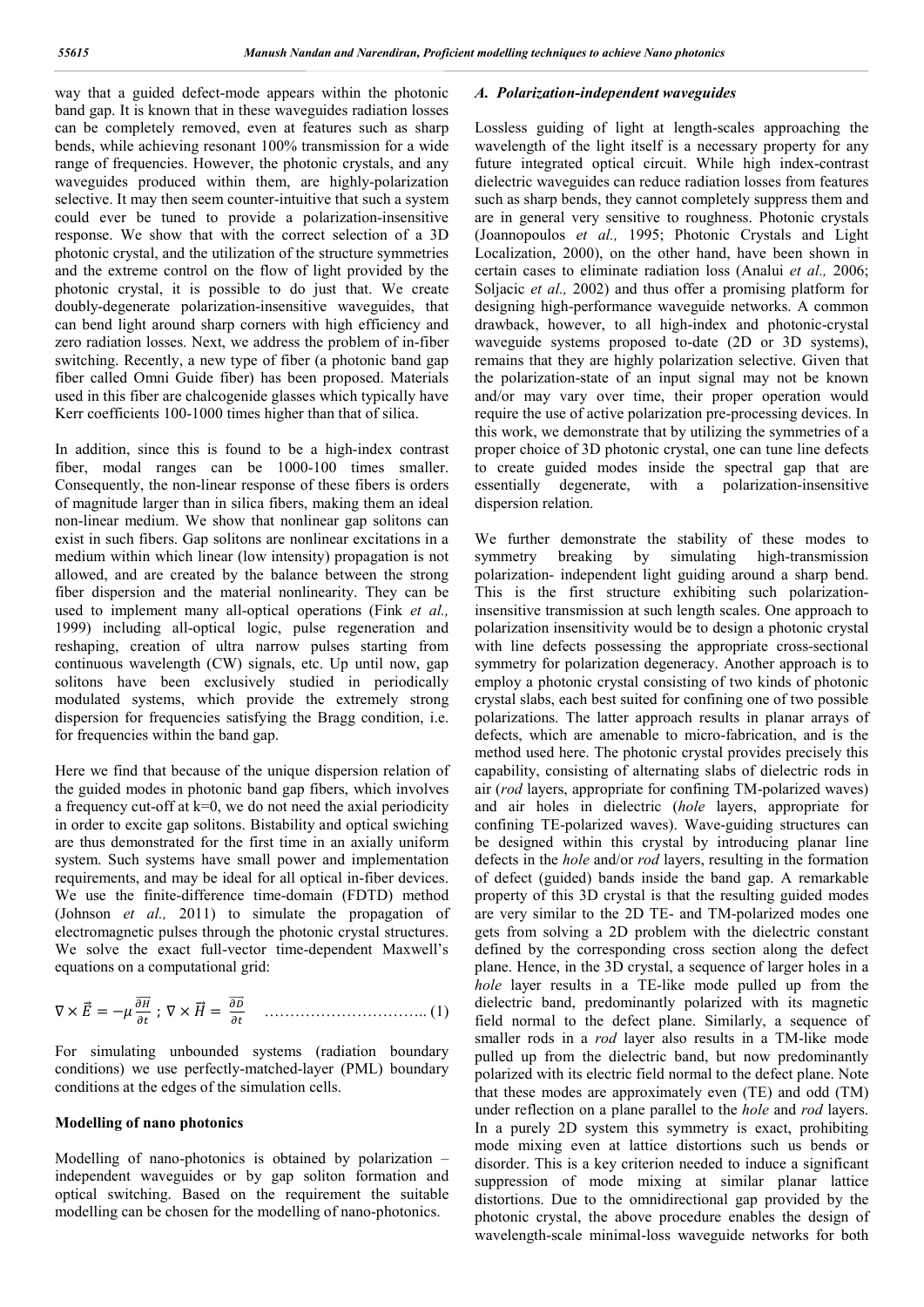way that a guided defect-mode appears within the photonic band gap. It is known that in these waveguides radiation losses can be completely removed, even at features such as sharp bends, while achieving resonant 100% transmission for a wide range of frequencies. However, the photonic crystals, and any waveguides produced within them, are highly-polarization selective. It may then seem counter-intuitive that such a system could ever be tuned to provide a polarization-insensitive response. We show that with the correct selection of a 3D photonic crystal, and the utilization of the structure symmetries and the extreme control on the flow of light provided by the photonic crystal, it is possible to do just that. We create doubly-degenerate polarization-insensitive waveguides, that can bend light around sharp corners with high efficiency and zero radiation losses. Next, we address the problem of in-fiber switching. Recently, a new type of fiber (a photonic band gap fiber called Omni Guide fiber) has been proposed. Materials used in this fiber are chalcogenide glasses which typically have Kerr coefficients 100-1000 times higher than that of silica.

In addition, since this is found to be a high-index contrast fiber, modal ranges can be 1000-100 times smaller. Consequently, the non-linear response of these fibers is orders of magnitude larger than in silica fibers, making them an ideal non-linear medium. We show that nonlinear gap solitons can exist in such fibers. Gap solitons are nonlinear excitations in a medium within which linear (low intensity) propagation is not allowed, and are created by the balance between the strong fiber dispersion and the material nonlinearity. They can be used to implement many all-optical operations (Fink *et al.,* 1999) including all-optical logic, pulse regeneration and reshaping, creation of ultra narrow pulses starting from continuous wavelength (CW) signals, etc. Up until now, gap solitons have been exclusively studied in periodically modulated systems, which provide the extremely strong dispersion for frequencies satisfying the Bragg condition, i.e. for frequencies within the band gap.

Here we find that because of the unique dispersion relation of the guided modes in photonic band gap fibers, which involves a frequency cut-off at k=0, we do not need the axial periodicity in order to excite gap solitons. Bistability and optical swiching are thus demonstrated for the first time in an axially uniform system. Such systems have small power and implementation requirements, and may be ideal for all optical in-fiber devices. We use the finite-difference time-domain (FDTD) method (Johnson *et al.,* 2011) to simulate the propagation of electromagnetic pulses through the photonic crystal structures. We solve the exact full-vector time-dependent Maxwell's equations on a computational grid:

$$\nabla \times \vec{E} = -\mu \frac{\partial \vec{H}}{\partial t} \; ; \; \nabla \times \vec{H} = \frac{\partial \vec{D}}{\partial t} \quad \text{.............................. (1)}$$

For simulating unbounded systems (radiation boundary conditions) we use perfectly-matched-layer (PML) boundary conditions at the edges of the simulation cells.

## Modelling of nano photonics

Modelling of nano-photonics is obtained by polarization – independent waveguides or by gap soliton formation and optical switching. Based on the requirement the suitable modelling can be chosen for the modelling of nano-photonics.

### *A. Polarization-independent waveguides*

Lossless guiding of light at length-scales approaching the wavelength of the light itself is a necessary property for any future integrated optical circuit. While high index-contrast dielectric waveguides can reduce radiation losses from features such as sharp bends, they cannot completely suppress them and are in general very sensitive to roughness. Photonic crystals (Joannopoulos *et al.,* 1995; Photonic Crystals and Light Localization, 2000), on the other hand, have been shown in certain cases to eliminate radiation loss (Analui *et al.,* 2006; Soljacic *et al.,* 2002) and thus offer a promising platform for designing high-performance waveguide networks. A common drawback, however, to all high-index and photonic-crystal waveguide systems proposed to-date (2D or 3D systems), remains that they are highly polarization selective. Given that the polarization-state of an input signal may not be known and/or may vary over time, their proper operation would require the use of active polarization pre-processing devices. In this work, we demonstrate that by utilizing the symmetries of a proper choice of 3D photonic crystal, one can tune line defects to create guided modes inside the spectral gap that are essentially degenerate, with a polarization-insensitive dispersion relation.

We further demonstrate the stability of these modes to symmetry breaking by simulating high-transmission polarization- independent light guiding around a sharp bend. This is the first structure exhibiting such polarization-insensitive transmission at such length scales. One approach to polarization insensitivity would be to design a photonic crystal with line defects possessing the appropriate cross-sectional symmetry for polarization degeneracy. Another approach is to employ a photonic crystal consisting of two kinds of photonic crystal slabs, each best suited for confining one of two possible polarizations. The latter approach results in planar arrays of defects, which are amenable to micro-fabrication, and is the method used here. The photonic crystal provides precisely this capability, consisting of alternating slabs of dielectric rods in air (*rod* layers, appropriate for confining TM-polarized waves) and air holes in dielectric (*hole* layers, appropriate for confining TE-polarized waves). Wave-guiding structures can be designed within this crystal by introducing planar line defects in the *hole* and/or *rod* layers, resulting in the formation of defect (guided) bands inside the band gap. A remarkable property of this 3D crystal is that the resulting guided modes are very similar to the 2D TE- and TM-polarized modes one gets from solving a 2D problem with the dielectric constant defined by the corresponding cross section along the defect plane. Hence, in the 3D crystal, a sequence of larger holes in a *hole* layer results in a TE-like mode pulled up from the dielectric band, predominantly polarized with its magnetic field normal to the defect plane. Similarly, a sequence of smaller rods in a *rod* layer also results in a TM-like mode pulled up from the dielectric band, but now predominantly polarized with its electric field normal to the defect plane. Note that these modes are approximately even (TE) and odd (TM) under reflection on a plane parallel to the *hole* and *rod* layers. In a purely 2D system this symmetry is exact, prohibiting mode mixing even at lattice distortions such us bends or disorder. This is a key criterion needed to induce a significant suppression of mode mixing at similar planar lattice distortions. Due to the omnidirectional gap provided by the photonic crystal, the above procedure enables the design of wavelength-scale minimal-loss waveguide networks for both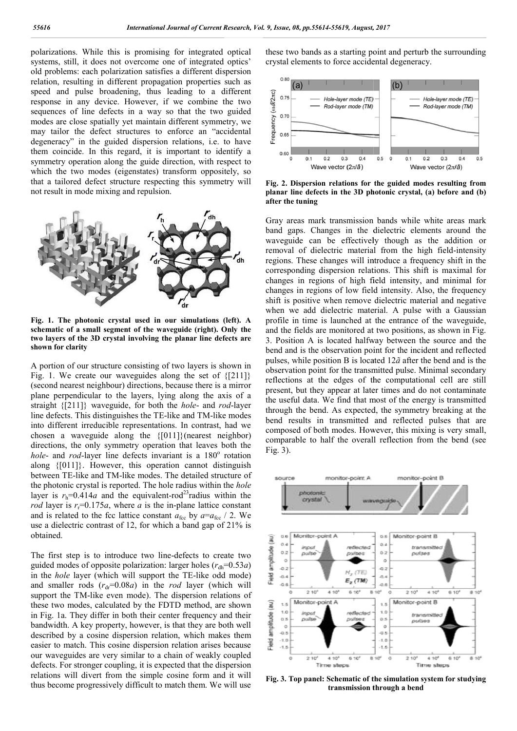polarizations. While this is promising for integrated optical systems, still, it does not overcome one of integrated optics' old problems: each polarization satisfies a different dispersion relation, resulting in different propagation properties such as speed and pulse broadening, thus leading to a different response in any device. However, if we combine the two sequences of line defects in a way so that the two guided modes are close spatially yet maintain different symmetry, we may tailor the defect structures to enforce an "accidental degeneracy" in the guided dispersion relations, i.e. to have them coincide. In this regard, it is important to identify a symmetry operation along the guide direction, with respect to which the two modes (eigenstates) transform oppositely, so that a tailored defect structure respecting this symmetry will not result in mode mixing and repulsion.

$r_h$ $r_{dh}$ $r_r$ $r_{dr}$ $r_{dh}$ $r_{dr}$

**Fig. 1. The photonic crystal used in our simulations (left). A schematic of a small segment of the waveguide (right). Only the two layers of the 3D crystal involving the planar line defects are shown for clarity**

A portion of our structure consisting of two layers is shown in Fig. 1. We create our waveguides along the set of {[211]} (second nearest neighbour) directions, because there is a mirror plane perpendicular to the layers, lying along the axis of a straight {[211]} waveguide, for both the *hole*- and *rod*-layer line defects. This distinguishes the TE-like and TM-like modes into different irreducible representations. In contrast, had we chosen a waveguide along the {[011]}(nearest neighbor) directions, the only symmetry operation that leaves both the *hole*- and *rod*-layer line defects invariant is a 180$^o$ rotation along {[011]}. However, this operation cannot distinguish between TE-like and TM-like modes. The detailed structure of the photonic crystal is reported. The hole radius within the *hole* layer is $r_h$=0.414$a$ and the equivalent-rod[23]radius within the *rod* layer is $r_r$=0.175$a$, where $a$ is the in-plane lattice constant and is related to the fcc lattice constant $a_{fcc}$ by $a$=$a_{fcc}$ / 2. We use a dielectric contrast of 12, for which a band gap of 21% is obtained.

The first step is to introduce two line-defects to create two guided modes of opposite polarization: larger holes ($r_{dh}$=0.53$a$) in the *hole* layer (which will support the TE-like odd mode) and smaller rods ($r_{dr}$=0.08$a$) in the *rod* layer (which will support the TM-like even mode). The dispersion relations of these two modes, calculated by the FDTD method, are shown in Fig. 1a. They differ in both their center frequency and their bandwidth. A key property, however, is that they are both well described by a cosine dispersion relation, which makes them easier to match. This cosine dispersion relation arises because our waveguides are very similar to a chain of weakly coupled defects. For stronger coupling, it is expected that the dispersion relations will divert from the simple cosine form and it will thus become progressively difficult to match them. We will use these two bands as a starting point and perturb the surrounding crystal elements to force accidental degeneracy.

(a) (b)
Frequency ($\omega\tilde{a}/2\pi c$)
0.80
0.75
0.70
0.65
0.60
Hole-layer mode (TE)
Rod-layer mode (TM)
0 0.1 0.2 0.3 0.4 0.5
Wave vector ($2\pi/\tilde{a}$)

**Fig. 2. Dispersion relations for the guided modes resulting from planar line defects in the 3D photonic crystal, (a) before and (b) after the tuning**

Gray areas mark transmission bands while white areas mark band gaps. Changes in the dielectric elements around the waveguide can be effectively though as the addition or removal of dielectric material from the high field-intensity regions. These changes will introduce a frequency shift in the corresponding dispersion relations. This shift is maximal for changes in regions of high field intensity, and minimal for changes in regions of low field intensity. Also, the frequency shift is positive when remove dielectric material and negative when we add dielectric material. A pulse with a Gaussian profile in time is launched at the entrance of the waveguide, and the fields are monitored at two positions, as shown in Fig. 3. Position A is located halfway between the source and the bend and is the observation point for the incident and reflected pulses, while position B is located 12$\tilde{a}$ after the bend and is the observation point for the transmitted pulse. Minimal secondary reflections at the edges of the computational cell are still present, but they appear at later times and do not contaminate the useful data. We find that most of the energy is transmitted through the bend. As expected, the symmetry breaking at the bend results in transmitted and reflected pulses that are composed of both modes. However, this mixing is very small, comparable to half the overall reflection from the bend (see Fig. 3).

source monitor-point A monitor-point B
photonic crystal waveguide
Monitor-point A Monitor-point B
input pulse reflected pulses transmitted pulses
$H_z$ (TE)
$E_z$ (TM)
Field amplitude (au)
Time steps

**Fig. 3. Top panel: Schematic of the simulation system for studying transmission through a bend**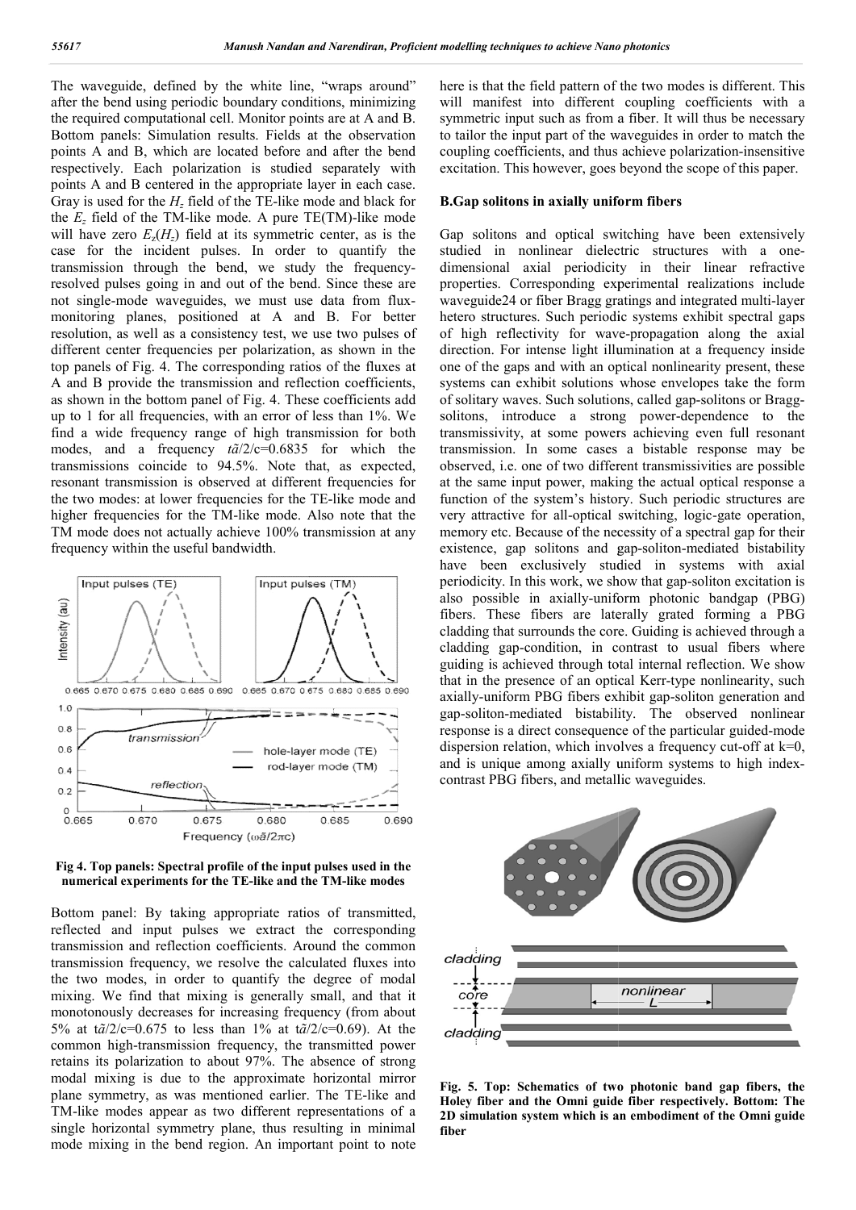The waveguide, defined by the white line, "wraps around" after the bend using periodic boundary conditions, minimizing the required computational cell. Monitor points are at A and B. Bottom panels: Simulation results. Fields at the observation points A and B, which are located before and after the bend respectively. Each polarization is studied separately with points A and B centered in the appropriate layer in each case. Gray is used for the $H_z$ field of the TE-like mode and black for the $E_z$ field of the TM-like mode. A pure TE(TM)-like mode will have zero $E_z(H_z)$ field at its symmetric center, as is the case for the incident pulses. In order to quantify the transmission through the bend, we study the frequency-resolved pulses going in and out of the bend. Since these are not single-mode waveguides, we must use data from flux-monitoring planes, positioned at A and B. For better resolution, as well as a consistency test, we use two pulses of different center frequencies per polarization, as shown in the top panels of Fig. 4. The corresponding ratios of the fluxes at A and B provide the transmission and reflection coefficients, as shown in the bottom panel of Fig. 4. These coefficients add up to 1 for all frequencies, with an error of less than 1%. We find a wide frequency range of high transmission for both modes, and a frequency $t\tilde{a}/2/c=0.6835$ for which the transmissions coincide to 94.5%. Note that, as expected, resonant transmission is observed at different frequencies for the two modes: at lower frequencies for the TE-like mode and higher frequencies for the TM-like mode. Also note that the TM mode does not actually achieve 100% transmission at any frequency within the useful bandwidth.

**Fig 4. Top panels: Spectral profile of the input pulses used in the numerical experiments for the TE-like and the TM-like modes**

Bottom panel: By taking appropriate ratios of transmitted, reflected and input pulses we extract the corresponding transmission and reflection coefficients. Around the common transmission frequency, we resolve the calculated fluxes into the two modes, in order to quantify the degree of modal mixing. We find that mixing is generally small, and that it monotonously decreases for increasing frequency (from about 5% at $t\tilde{a}/2/c=0.675$ to less than 1% at $t\tilde{a}/2/c=0.69$). At the common high-transmission frequency, the transmitted power retains its polarization to about 97%. The absence of strong modal mixing is due to the approximate horizontal mirror plane symmetry, as was mentioned earlier. The TE-like and TM-like modes appear as two different representations of a single horizontal symmetry plane, thus resulting in minimal mode mixing in the bend region. An important point to note here is that the field pattern of the two modes is different. This will manifest into different coupling coefficients with a symmetric input such as from a fiber. It will thus be necessary to tailor the input part of the waveguides in order to match the coupling coefficients, and thus achieve polarization-insensitive excitation. This however, goes beyond the scope of this paper.

### B.Gap solitons in axially uniform fibers

Gap solitons and optical switching have been extensively studied in nonlinear dielectric structures with a one-dimensional axial periodicity in their linear refractive properties. Corresponding experimental realizations include waveguide24 or fiber Bragg gratings and integrated multi-layer hetero structures. Such periodic systems exhibit spectral gaps of high reflectivity for wave-propagation along the axial direction. For intense light illumination at a frequency inside one of the gaps and with an optical nonlinearity present, these systems can exhibit solutions whose envelopes take the form of solitary waves. Such solutions, called gap-solitons or Bragg-solitons, introduce a strong power-dependence to the transmissivity, at some powers achieving even full resonant transmission. In some cases a bistable response may be observed, i.e. one of two different transmissivities are possible at the same input power, making the actual optical response a function of the system's history. Such periodic structures are very attractive for all-optical switching, logic-gate operation, memory etc. Because of the necessity of a spectral gap for their existence, gap solitons and gap-soliton-mediated bistability have been exclusively studied in systems with axial periodicity. In this work, we show that gap-soliton excitation is also possible in axially-uniform photonic bandgap (PBG) fibers. These fibers are laterally grated forming a PBG cladding that surrounds the core. Guiding is achieved through a cladding gap-condition, in contrast to usual fibers where guiding is achieved through total internal reflection. We show that in the presence of an optical Kerr-type nonlinearity, such axially-uniform PBG fibers exhibit gap-soliton generation and gap-soliton-mediated bistability. The observed nonlinear response is a direct consequence of the particular guided-mode dispersion relation, which involves a frequency cut-off at k=0, and is unique among axially uniform systems to high index-contrast PBG fibers, and metallic waveguides.

**Fig. 5. Top: Schematics of two photonic band gap fibers, the Holey fiber and the Omni guide fiber respectively. Bottom: The 2D simulation system which is an embodiment of the Omni guide fiber**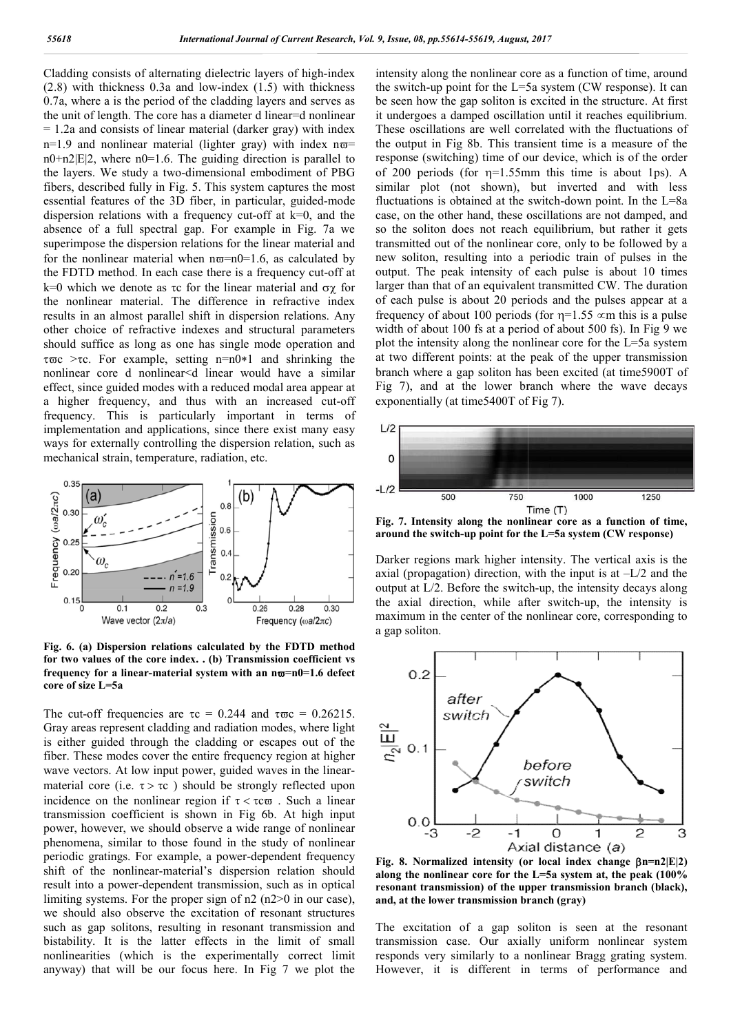Cladding consists of alternating dielectric layers of high-index (2.8) with thickness 0.3a and low-index (1.5) with thickness 0.7a, where a is the period of the cladding layers and serves as the unit of length. The core has a diameter d linear=d nonlinear = 1.2a and consists of linear material (darker gray) with index n=1.9 and nonlinear material (lighter gray) with index n$\varpi$= n0+n2|E|2, where n0=1.6. The guiding direction is parallel to the layers. We study a two-dimensional embodiment of PBG fibers, described fully in Fig. 5. This system captures the most essential features of the 3D fiber, in particular, guided-mode dispersion relations with a frequency cut-off at k=0, and the absence of a full spectral gap. For example in Fig. 7a we superimpose the dispersion relations for the linear material and for the nonlinear material when n$\varpi$=n0=1.6, as calculated by the FDTD method. In each case there is a frequency cut-off at k=0 which we denote as $\tau$c for the linear material and $\sigma\chi$ for the nonlinear material. The difference in refractive index results in an almost parallel shift in dispersion relations. Any other choice of refractive indexes and structural parameters should suffice as long as one has single mode operation and $\tau\varpi$c >$\tau$c. For example, setting n=n0$*$1 and shrinking the nonlinear core d nonlinear<d linear would have a similar effect, since guided modes with a reduced modal area appear at a higher frequency, and thus with an increased cut-off frequency. This is particularly important in terms of implementation and applications, since there exist many easy ways for externally controlling the dispersion relation, such as mechanical strain, temperature, radiation, etc.

**Fig. 6. (a) Dispersion relations calculated by the FDTD method for two values of the core index. . (b) Transmission coefficient vs frequency for a linear-material system with an n$\varpi$=n0=1.6 defect core of size L=5a**

The cut-off frequencies are $\tau$c = 0.244 and $\tau\varpi$c = 0.26215. Gray areas represent cladding and radiation modes, where light is either guided through the cladding or escapes out of the fiber. These modes cover the entire frequency region at higher wave vectors. At low input power, guided waves in the linear-material core (i.e. $\tau > \tau$c ) should be strongly reflected upon incidence on the nonlinear region if $\tau < \tau c\varpi$ . Such a linear transmission coefficient is shown in Fig 6b. At high input power, however, we should observe a wide range of nonlinear phenomena, similar to those found in the study of nonlinear periodic gratings. For example, a power-dependent frequency shift of the nonlinear-material's dispersion relation should result into a power-dependent transmission, such as in optical limiting systems. For the proper sign of n2 (n2>0 in our case), we should also observe the excitation of resonant structures such as gap solitons, resulting in resonant transmission and bistability. It is the latter effects in the limit of small nonlinearities (which is the experimentally correct limit anyway) that will be our focus here. In Fig 7 we plot the intensity along the nonlinear core as a function of time, around the switch-up point for the L=5a system (CW response). It can be seen how the gap soliton is excited in the structure. At first it undergoes a damped oscillation until it reaches equilibrium. These oscillations are well correlated with the fluctuations of the output in Fig 8b. This transient time is a measure of the response (switching) time of our device, which is of the order of 200 periods (for $\eta$=1.55mm this time is about 1ps). A similar plot (not shown), but inverted and with less fluctuations is obtained at the switch-down point. In the L=8a case, on the other hand, these oscillations are not damped, and so the soliton does not reach equilibrium, but rather it gets transmitted out of the nonlinear core, only to be followed by a new soliton, resulting into a periodic train of pulses in the output. The peak intensity of each pulse is about 10 times larger than that of an equivalent transmitted CW. The duration of each pulse is about 20 periods and the pulses appear at a frequency of about 100 periods (for $\eta$=1.55 $\propto$m this is a pulse width of about 100 fs at a period of about 500 fs). In Fig 9 we plot the intensity along the nonlinear core for the L=5a system at two different points: at the peak of the upper transmission branch where a gap soliton has been excited (at time5900T of Fig 7), and at the lower branch where the wave decays exponentially (at time5400T of Fig 7).

**Fig. 7. Intensity along the nonlinear core as a function of time, around the switch-up point for the L=5a system (CW response)**

Darker regions mark higher intensity. The vertical axis is the axial (propagation) direction, with the input is at –L/2 and the output at L/2. Before the switch-up, the intensity decays along the axial direction, while after switch-up, the intensity is maximum in the center of the nonlinear core, corresponding to a gap soliton.

**Fig. 8. Normalized intensity (or local index change $\beta$n=n2|E|2) along the nonlinear core for the L=5a system at, the peak (100% resonant transmission) of the upper transmission branch (black), and, at the lower transmission branch (gray)**

The excitation of a gap soliton is seen at the resonant transmission case. Our axially uniform nonlinear system responds very similarly to a nonlinear Bragg grating system. However, it is different in terms of performance and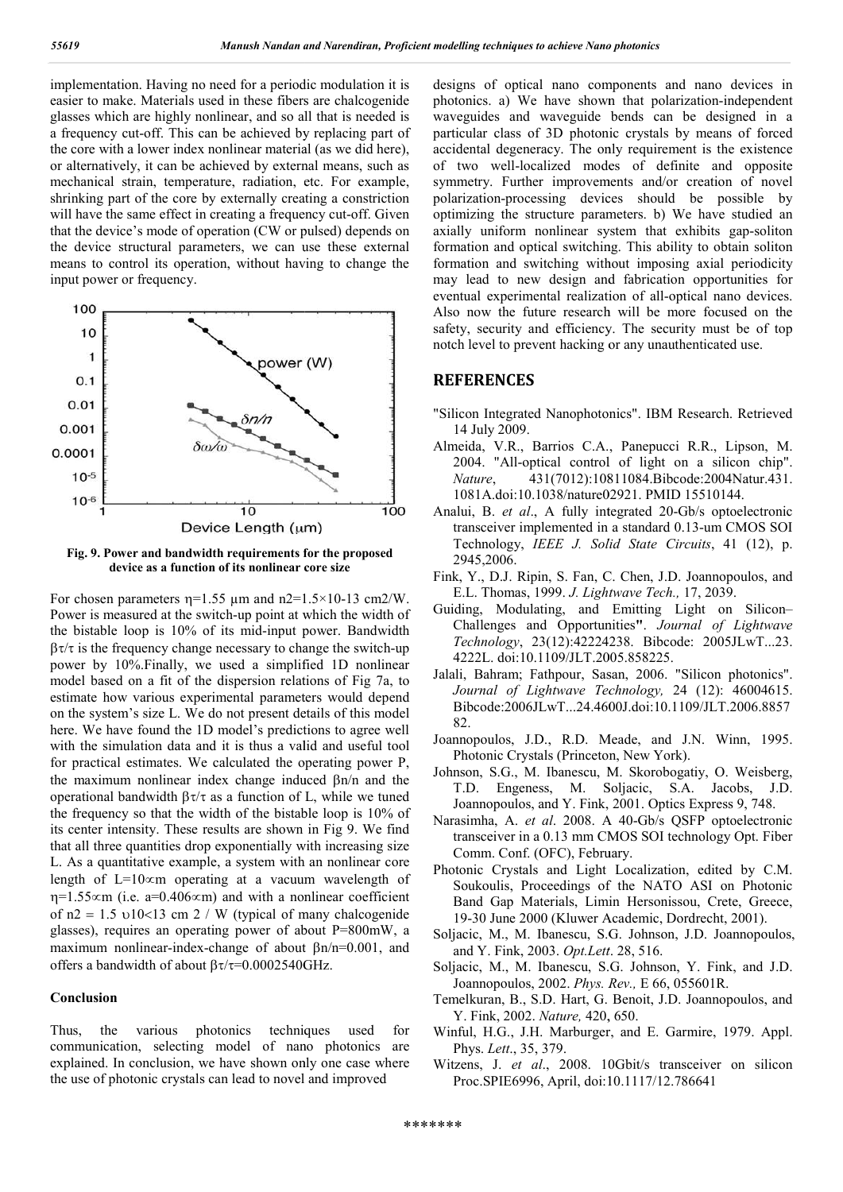implementation. Having no need for a periodic modulation it is easier to make. Materials used in these fibers are chalcogenide glasses which are highly nonlinear, and so all that is needed is a frequency cut-off. This can be achieved by replacing part of the core with a lower index nonlinear material (as we did here), or alternatively, it can be achieved by external means, such as mechanical strain, temperature, radiation, etc. For example, shrinking part of the core by externally creating a constriction will have the same effect in creating a frequency cut-off. Given that the device's mode of operation (CW or pulsed) depends on the device structural parameters, we can use these external means to control its operation, without having to change the input power or frequency.

100
10
1
0.1
0.01
0.001
0.0001
$10^{-5}$
$10^{-6}$
1
10
100
power (W)
$\delta n/n$
$\delta\omega/\omega$
Device Length (μm)

**Fig. 9. Power and bandwidth requirements for the proposed device as a function of its nonlinear core size**

For chosen parameters η=1.55 μm and n2=1.5×10-13 cm2/W. Power is measured at the switch-up point at which the width of the bistable loop is 10% of its mid-input power. Bandwidth βτ/τ is the frequency change necessary to change the switch-up power by 10%.Finally, we used a simplified 1D nonlinear model based on a fit of the dispersion relations of Fig 7a, to estimate how various experimental parameters would depend on the system's size L. We do not present details of this model here. We have found the 1D model's predictions to agree well with the simulation data and it is thus a valid and useful tool for practical estimates. We calculated the operating power P, the maximum nonlinear index change induced βn/n and the operational bandwidth βτ/τ as a function of L, while we tuned the frequency so that the width of the bistable loop is 10% of its center intensity. These results are shown in Fig 9. We find that all three quantities drop exponentially with increasing size L. As a quantitative example, a system with an nonlinear core length of L=10∝m operating at a vacuum wavelength of η=1.55∝m (i.e. a=0.406∝m) and with a nonlinear coefficient of n2 = 1.5 υ10<13 cm 2 / W (typical of many chalcogenide glasses), requires an operating power of about P=800mW, a maximum nonlinear-index-change of about βn/n=0.001, and offers a bandwidth of about βτ/τ=0.0002540GHz.

## Conclusion

Thus, the various photonics techniques used for communication, selecting model of nano photonics are explained. In conclusion, we have shown only one case where the use of photonic crystals can lead to novel and improved designs of optical nano components and nano devices in photonics. a) We have shown that polarization-independent waveguides and waveguide bends can be designed in a particular class of 3D photonic crystals by means of forced accidental degeneracy. The only requirement is the existence of two well-localized modes of definite and opposite symmetry. Further improvements and/or creation of novel polarization-processing devices should be possible by optimizing the structure parameters. b) We have studied an axially uniform nonlinear system that exhibits gap-soliton formation and optical switching. This ability to obtain soliton formation and switching without imposing axial periodicity may lead to new design and fabrication opportunities for eventual experimental realization of all-optical nano devices. Also now the future research will be more focused on the safety, security and efficiency. The security must be of top notch level to prevent hacking or any unauthenticated use.

## REFERENCES

"Silicon Integrated Nanophotonics". IBM Research. Retrieved 14 July 2009.

Almeida, V.R., Barrios C.A., Panepucci R.R., Lipson, M. 2004. "All-optical control of light on a silicon chip". *Nature*, 431(7012):10811084.Bibcode:2004Natur.431. 1081A.doi:10.1038/nature02921. PMID 15510144.

Analui, B. *et al*., A fully integrated 20-Gb/s optoelectronic transceiver implemented in a standard 0.13-um CMOS SOI Technology, *IEEE J. Solid State Circuits*, 41 (12), p. 2945,2006.

Fink, Y., D.J. Ripin, S. Fan, C. Chen, J.D. Joannopoulos, and E.L. Thomas, 1999. *J. Lightwave Tech.,* 17, 2039.

Guiding, Modulating, and Emitting Light on Silicon–Challenges and Opportunities". *Journal of Lightwave Technology*, 23(12):42224238. Bibcode: 2005JLwT...23. 4222L. doi:10.1109/JLT.2005.858225.

Jalali, Bahram; Fathpour, Sasan, 2006. "Silicon photonics". *Journal of Lightwave Technology,* 24 (12): 46004615. Bibcode:2006JLwT...24.4600J.doi:10.1109/JLT.2006.8857 82.

Joannopoulos, J.D., R.D. Meade, and J.N. Winn, 1995. Photonic Crystals (Princeton, New York).

Johnson, S.G., M. Ibanescu, M. Skorobogatiy, O. Weisberg, T.D. Engeness, M. Soljacic, S.A. Jacobs, J.D. Joannopoulos, and Y. Fink, 2001. Optics Express 9, 748.

Narasimha, A. *et al*. 2008. A 40-Gb/s QSFP optoelectronic transceiver in a 0.13 mm CMOS SOI technology Opt. Fiber Comm. Conf. (OFC), February.

Photonic Crystals and Light Localization, edited by C.M. Soukoulis, Proceedings of the NATO ASI on Photonic Band Gap Materials, Limin Hersonissou, Crete, Greece, 19-30 June 2000 (Kluwer Academic, Dordrecht, 2001).

Soljacic, M., M. Ibanescu, S.G. Johnson, J.D. Joannopoulos, and Y. Fink, 2003. *Opt.Lett*. 28, 516.

Soljacic, M., M. Ibanescu, S.G. Johnson, Y. Fink, and J.D. Joannopoulos, 2002. *Phys. Rev.,* E 66, 055601R.

Temelkuran, B., S.D. Hart, G. Benoit, J.D. Joannopoulos, and Y. Fink, 2002. *Nature,* 420, 650.

Winful, H.G., J.H. Marburger, and E. Garmire, 1979. Appl. Phys. *Lett*., 35, 379.

Witzens, J. *et al*., 2008. 10Gbit/s transceiver on silicon Proc.SPIE6996, April, doi:10.1117/12.786641

*******